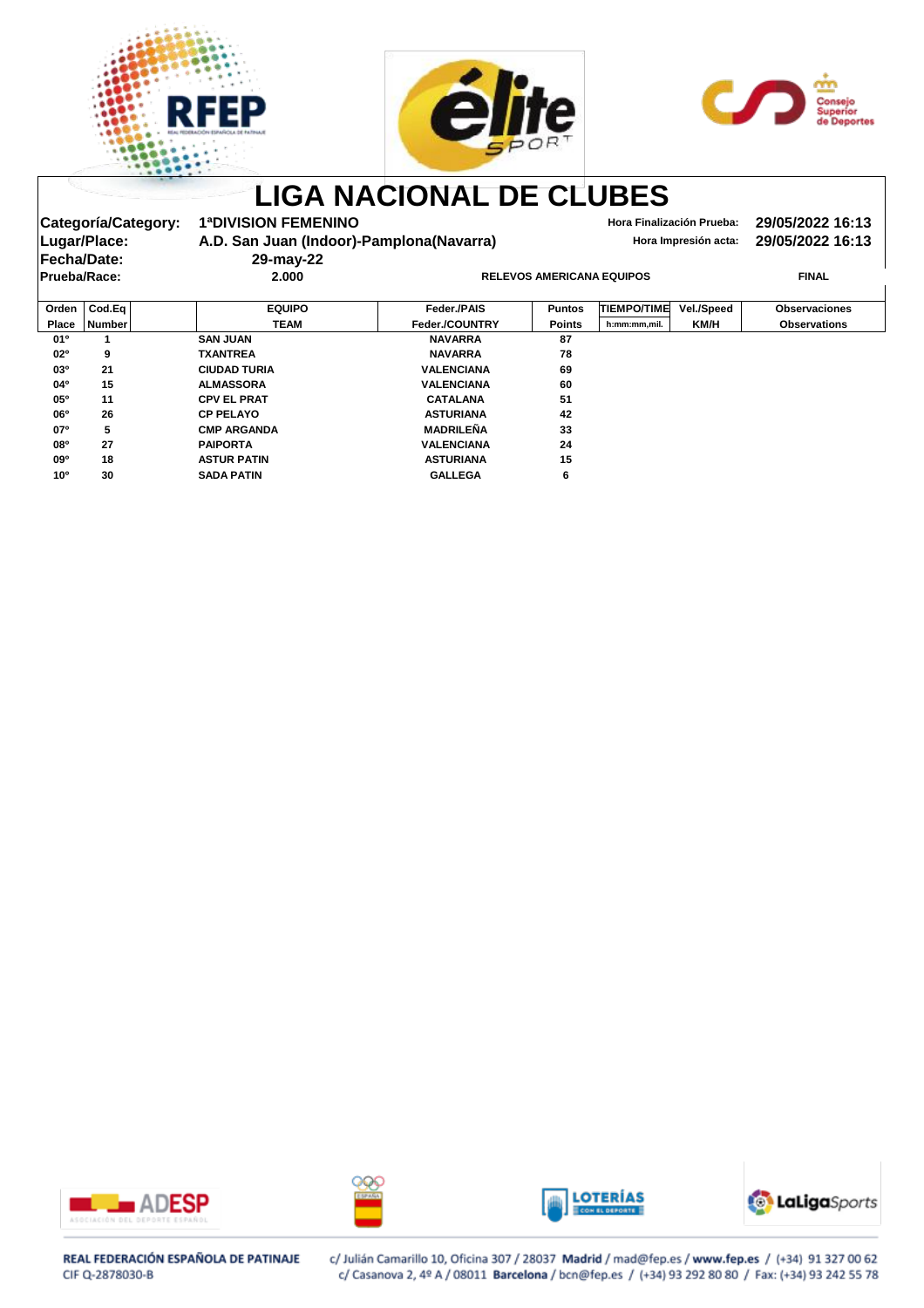# LIGA NACIONAL DE CLUBES

**Categoría/Category:** 1ªDIVISION FEMENINO
**Lugar/Place:** A.D. San Juan (Indoor)-Pamplona(Navarra)
**Fecha/Date:** 29-may-22
**Prueba/Race:** 2.000 — RELEVOS AMERICANA EQUIPOS — FINAL

**Hora Finalización Prueba:** 29/05/2022 16:13
**Hora Impresión acta:** 29/05/2022 16:13

| Orden Place | Cod.Eq Number | EQUIPO TEAM | Feder./PAIS Feder./COUNTRY | Puntos Points | TIEMPO/TIME h:mm:mm,mil. | Vel./Speed KM/H | Observaciones Observations |
|---|---|---|---|---|---|---|---|
| 01º | 1 | SAN JUAN | NAVARRA | 87 | | | |
| 02º | 9 | TXANTREA | NAVARRA | 78 | | | |
| 03º | 21 | CIUDAD TURIA | VALENCIANA | 69 | | | |
| 04º | 15 | ALMASSORA | VALENCIANA | 60 | | | |
| 05º | 11 | CPV EL PRAT | CATALANA | 51 | | | |
| 06º | 26 | CP PELAYO | ASTURIANA | 42 | | | |
| 07º | 5 | CMP ARGANDA | MADRILEÑA | 33 | | | |
| 08º | 27 | PAIPORTA | VALENCIANA | 24 | | | |
| 09º | 18 | ASTUR PATIN | ASTURIANA | 15 | | | |
| 10º | 30 | SADA PATIN | GALLEGA | 6 | | | |

REAL FEDERACIÓN ESPAÑOLA DE PATINAJE
CIF Q-2878030-B

c/ Julián Camarillo 10, Oficina 307 / 28037 Madrid / mad@fep.es / www.fep.es / (+34) 91 327 00 62
c/ Casanova 2, 4º A / 08011 Barcelona / bcn@fep.es / (+34) 93 292 80 80 / Fax: (+34) 93 242 55 78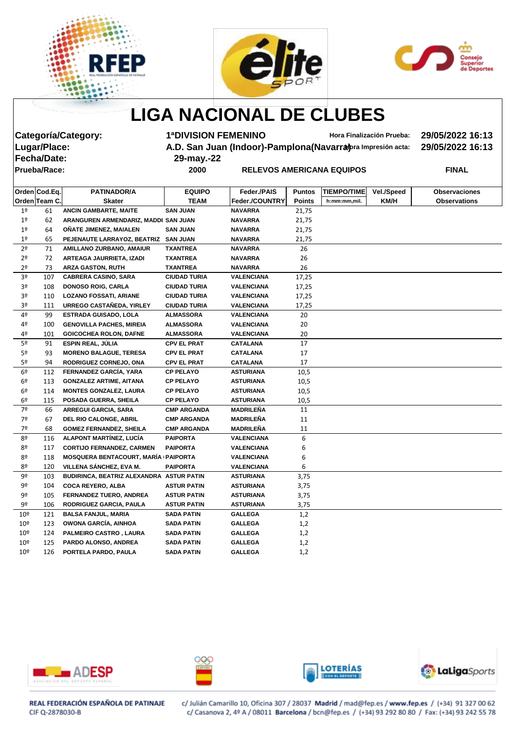# LIGA NACIONAL DE CLUBES

**Categoría/Category:** 1ªDIVISION FEMENINO — **Hora Finalización Prueba:** 29/05/2022 16:13

**Lugar/Place:** A.D. San Juan (Indoor)-Pamplona(Navarra) — **Hora Impresión acta:** 29/05/2022 16:13

**Fecha/Date:** 29-may.-22

**Prueba/Race:** 2000 RELEVOS AMERICANA EQUIPOS — FINAL

| Orden<br>Orden | Cod.Eq.<br>Team C. | PATINADOR/A<br>Skater | EQUIPO<br>TEAM | Feder./PAIS<br>Feder./COUNTRY | Puntos<br>Points | TIEMPO/TIME<br>h:mm:mm,mil. | Vel./Speed<br>KM/H | Observaciones<br>Observations |
|---|---|---|---|---|---|---|---|---|
| 1º | 61 | ANCIN GAMBARTE, MAITE | SAN JUAN | NAVARRA | 21,75 | | | |
| 1º | 62 | ARANGUREN ARMENDARIZ, MADDI | SAN JUAN | NAVARRA | 21,75 | | | |
| 1º | 64 | OÑATE JIMENEZ, MAIALEN | SAN JUAN | NAVARRA | 21,75 | | | |
| 1º | 65 | PEJENAUTE LARRAYOZ, BEATRIZ | SAN JUAN | NAVARRA | 21,75 | | | |
| 2º | 71 | AMILLANO ZURBANO, AMAIUR | TXANTREA | NAVARRA | 26 | | | |
| 2º | 72 | ARTEAGA JAURRIETA, IZADI | TXANTREA | NAVARRA | 26 | | | |
| 2º | 73 | ARZA GASTON, RUTH | TXANTREA | NAVARRA | 26 | | | |
| 3º | 107 | CABRERA CASINO, SARA | CIUDAD TURIA | VALENCIANA | 17,25 | | | |
| 3º | 108 | DONOSO ROIG, CARLA | CIUDAD TURIA | VALENCIANA | 17,25 | | | |
| 3º | 110 | LOZANO FOSSATI, ARIANE | CIUDAD TURIA | VALENCIANA | 17,25 | | | |
| 3º | 111 | URREGO CASTAÑEDA, YIRLEY | CIUDAD TURIA | VALENCIANA | 17,25 | | | |
| 4º | 99 | ESTRADA GUISADO, LOLA | ALMASSORA | VALENCIANA | 20 | | | |
| 4º | 100 | GENOVILLA PACHES, MIREIA | ALMASSORA | VALENCIANA | 20 | | | |
| 4º | 101 | GOICOCHEA ROLON, DAFNE | ALMASSORA | VALENCIANA | 20 | | | |
| 5º | 91 | ESPIN REAL, JÚLIA | CPV EL PRAT | CATALANA | 17 | | | |
| 5º | 93 | MORENO BALAGUE, TERESA | CPV EL PRAT | CATALANA | 17 | | | |
| 5º | 94 | RODRIGUEZ CORNEJO, ONA | CPV EL PRAT | CATALANA | 17 | | | |
| 6º | 112 | FERNANDEZ GARCÍA, YARA | CP PELAYO | ASTURIANA | 10,5 | | | |
| 6º | 113 | GONZALEZ ARTIME, AITANA | CP PELAYO | ASTURIANA | 10,5 | | | |
| 6º | 114 | MONTES GONZALEZ, LAURA | CP PELAYO | ASTURIANA | 10,5 | | | |
| 6º | 115 | POSADA GUERRA, SHEILA | CP PELAYO | ASTURIANA | 10,5 | | | |
| 7º | 66 | ARREGUI GARCIA, SARA | CMP ARGANDA | MADRILEÑA | 11 | | | |
| 7º | 67 | DEL RIO CALONGE, ABRIL | CMP ARGANDA | MADRILEÑA | 11 | | | |
| 7º | 68 | GOMEZ FERNANDEZ, SHEILA | CMP ARGANDA | MADRILEÑA | 11 | | | |
| 8º | 116 | ALAPONT MARTÍNEZ, LUCÍA | PAIPORTA | VALENCIANA | 6 | | | |
| 8º | 117 | CORTIJO FERNANDEZ, CARMEN | PAIPORTA | VALENCIANA | 6 | | | |
| 8º | 118 | MOSQUERA BENTACOURT, MARÍA | PAIPORTA | VALENCIANA | 6 | | | |
| 8º | 120 | VILLENA SÁNCHEZ, EVA M. | PAIPORTA | VALENCIANA | 6 | | | |
| 9º | 103 | BUDIRINCA, BEATRIZ ALEXANDRA | ASTUR PATIN | ASTURIANA | 3,75 | | | |
| 9º | 104 | COCA REYERO, ALBA | ASTUR PATIN | ASTURIANA | 3,75 | | | |
| 9º | 105 | FERNANDEZ TUERO, ANDREA | ASTUR PATIN | ASTURIANA | 3,75 | | | |
| 9º | 106 | RODRIGUEZ GARCIA, PAULA | ASTUR PATIN | ASTURIANA | 3,75 | | | |
| 10º | 121 | BALSA FANJUL, MARIA | SADA PATIN | GALLEGA | 1,2 | | | |
| 10º | 123 | OWONA GARCÍA, AINHOA | SADA PATIN | GALLEGA | 1,2 | | | |
| 10º | 124 | PALMEIRO CASTRO , LAURA | SADA PATIN | GALLEGA | 1,2 | | | |
| 10º | 125 | PARDO ALONSO, ANDREA | SADA PATIN | GALLEGA | 1,2 | | | |
| 10º | 126 | PORTELA PARDO, PAULA | SADA PATIN | GALLEGA | 1,2 | | | |

**REAL FEDERACIÓN ESPAÑOLA DE PATINAJE**
CIF Q-2878030-B

c/ Julián Camarillo 10, Oficina 307 / 28037 **Madrid** / mad@fep.es / **www.fep.es** / (+34) 91 327 00 62
c/ Casanova 2, 4º A / 08011 **Barcelona** / bcn@fep.es / (+34) 93 292 80 80 / Fax: (+34) 93 242 55 78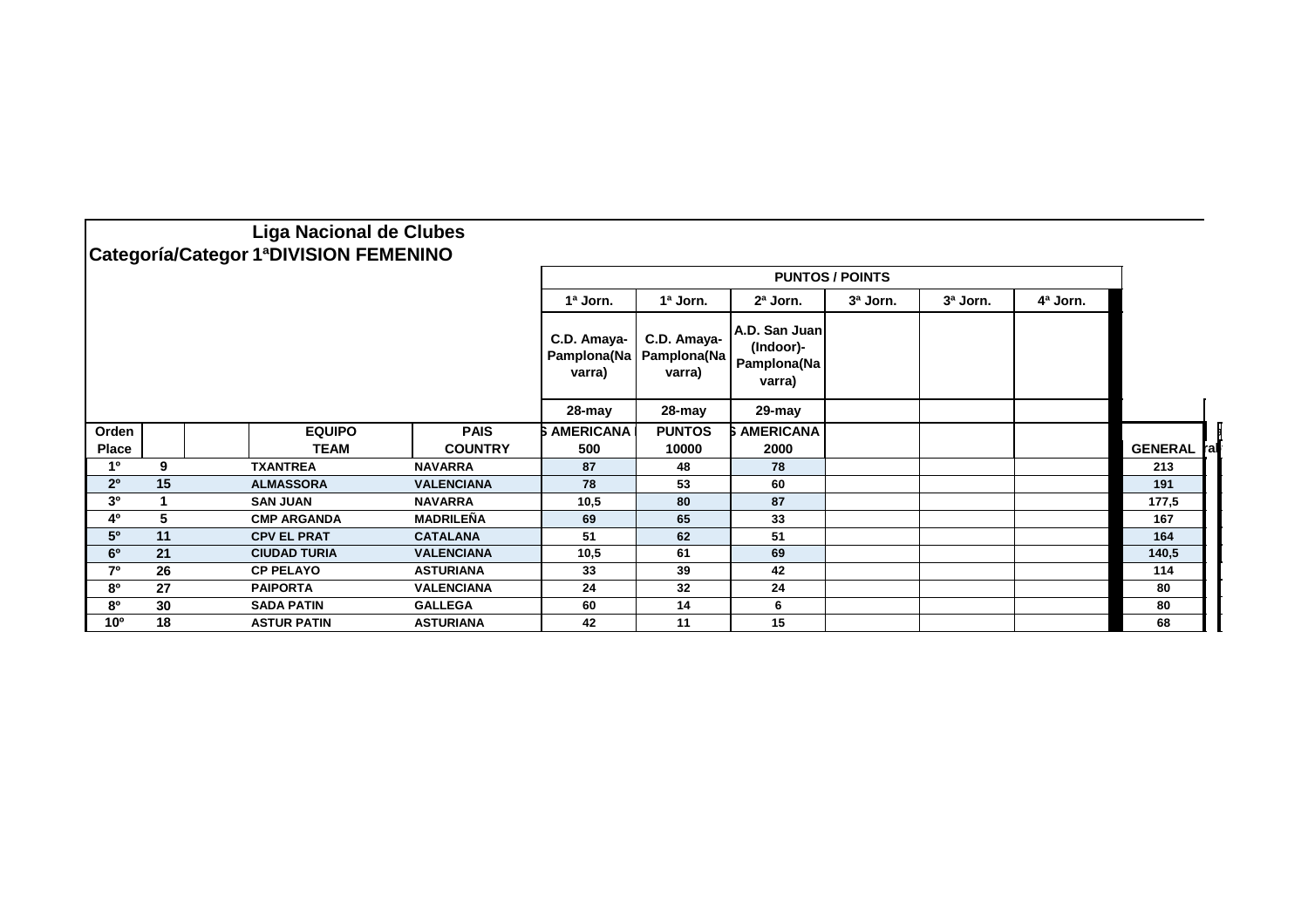## Liga Nacional de Clubes

**Categoría/Categor 1ªDIVISION FEMENINO**

| Orden Place | | | EQUIPO TEAM | PAIS COUNTRY | PUNTOS / POINTS | | | | | | GENERAL |
|---|---|---|---|---|---|---|---|---|---|---|---|
| | | | | | 1ª Jorn. | 1ª Jorn. | 2ª Jorn. | 3ª Jorn. | 3ª Jorn. | 4ª Jorn. | |
| | | | | | C.D. Amaya-Pamplona(Navarra) | C.D. Amaya-Pamplona(Navarra) | A.D. San Juan (Indoor)-Pamplona(Navarra) | | | | |
| | | | | | 28-may | 28-may | 29-may | | | | |
| | | | | | AMERICANA 500 | PUNTOS 10000 | AMERICANA 2000 | | | | |
| 1º | 9 | | TXANTREA | NAVARRA | 87 | 48 | 78 | | | | 213 |
| 2º | 15 | | ALMASSORA | VALENCIANA | 78 | 53 | 60 | | | | 191 |
| 3º | 1 | | SAN JUAN | NAVARRA | 10,5 | 80 | 87 | | | | 177,5 |
| 4º | 5 | | CMP ARGANDA | MADRILEÑA | 69 | 65 | 33 | | | | 167 |
| 5º | 11 | | CPV EL PRAT | CATALANA | 51 | 62 | 51 | | | | 164 |
| 6º | 21 | | CIUDAD TURIA | VALENCIANA | 10,5 | 61 | 69 | | | | 140,5 |
| 7º | 26 | | CP PELAYO | ASTURIANA | 33 | 39 | 42 | | | | 114 |
| 8º | 27 | | PAIPORTA | VALENCIANA | 24 | 32 | 24 | | | | 80 |
| 8º | 30 | | SADA PATIN | GALLEGA | 60 | 14 | 6 | | | | 80 |
| 10º | 18 | | ASTUR PATIN | ASTURIANA | 42 | 11 | 15 | | | | 68 |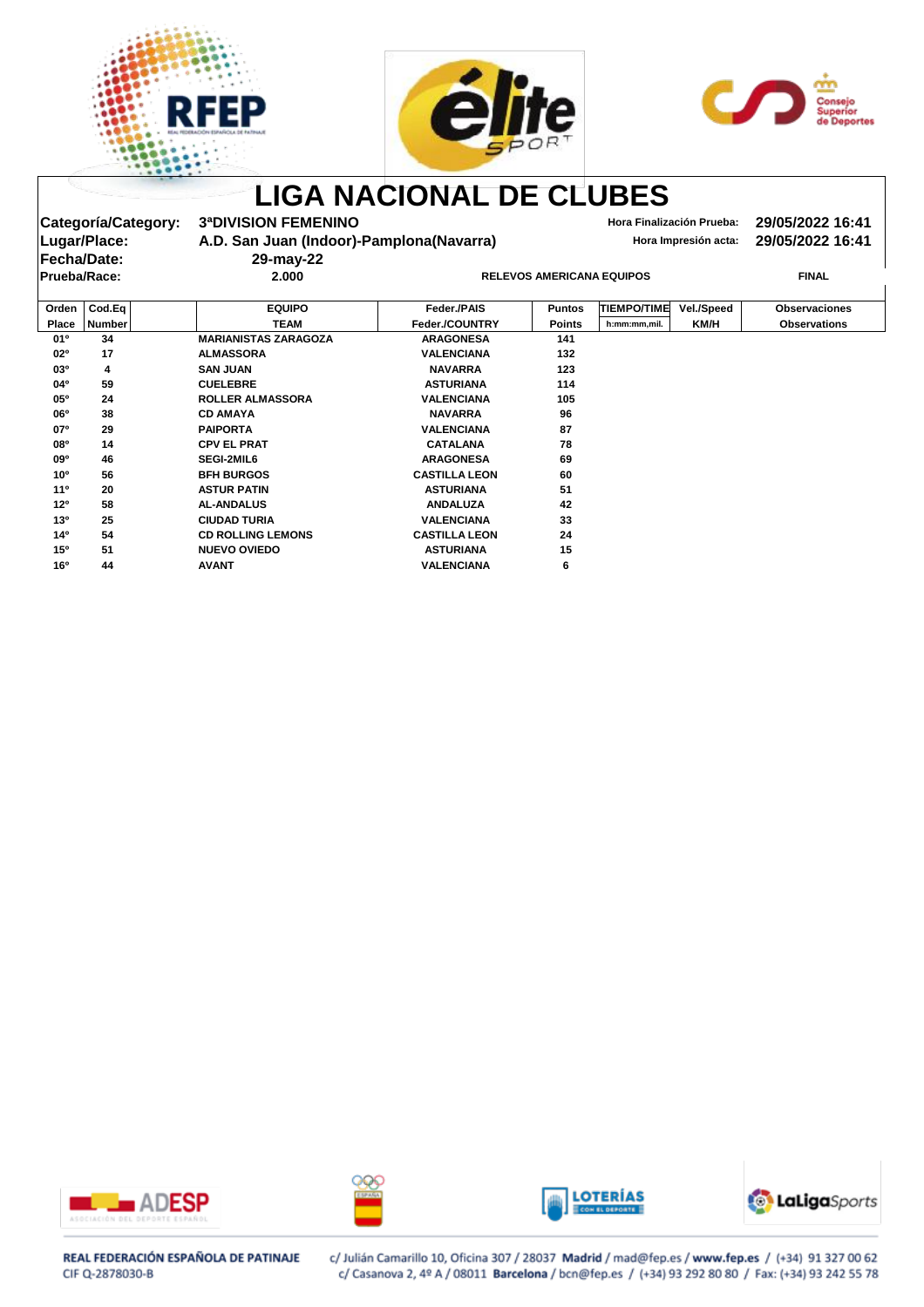# LIGA NACIONAL DE CLUBES

**Categoría/Category:** 3ªDIVISION FEMENINO
**Lugar/Place:** A.D. San Juan (Indoor)-Pamplona(Navarra)
**Fecha/Date:** 29-may-22
**Prueba/Race:** 2.000 — RELEVOS AMERICANA EQUIPOS — FINAL

**Hora Finalización Prueba:** 29/05/2022 16:41
**Hora Impresión acta:** 29/05/2022 16:41

| Orden Place | Cod.Eq Number | EQUIPO TEAM | Feder./PAIS Feder./COUNTRY | Puntos Points | TIEMPO/TIME h:mm:mm,mil. | Vel./Speed KM/H | Observaciones Observations |
|---|---|---|---|---|---|---|---|
| 01º | 34 | MARIANISTAS ZARAGOZA | ARAGONESA | 141 | | | |
| 02º | 17 | ALMASSORA | VALENCIANA | 132 | | | |
| 03º | 4 | SAN JUAN | NAVARRA | 123 | | | |
| 04º | 59 | CUELEBRE | ASTURIANA | 114 | | | |
| 05º | 24 | ROLLER ALMASSORA | VALENCIANA | 105 | | | |
| 06º | 38 | CD AMAYA | NAVARRA | 96 | | | |
| 07º | 29 | PAIPORTA | VALENCIANA | 87 | | | |
| 08º | 14 | CPV EL PRAT | CATALANA | 78 | | | |
| 09º | 46 | SEGI-2MIL6 | ARAGONESA | 69 | | | |
| 10º | 56 | BFH BURGOS | CASTILLA LEON | 60 | | | |
| 11º | 20 | ASTUR PATIN | ASTURIANA | 51 | | | |
| 12º | 58 | AL-ANDALUS | ANDALUZA | 42 | | | |
| 13º | 25 | CIUDAD TURIA | VALENCIANA | 33 | | | |
| 14º | 54 | CD ROLLING LEMONS | CASTILLA LEON | 24 | | | |
| 15º | 51 | NUEVO OVIEDO | ASTURIANA | 15 | | | |
| 16º | 44 | AVANT | VALENCIANA | 6 | | | |

**REAL FEDERACIÓN ESPAÑOLA DE PATINAJE**
CIF Q-2878030-B

c/ Julián Camarillo 10, Oficina 307 / 28037 **Madrid** / mad@fep.es / **www.fep.es** / (+34) 91 327 00 62
c/ Casanova 2, 4º A / 08011 **Barcelona** / bcn@fep.es / (+34) 93 292 80 80 / Fax: (+34) 93 242 55 78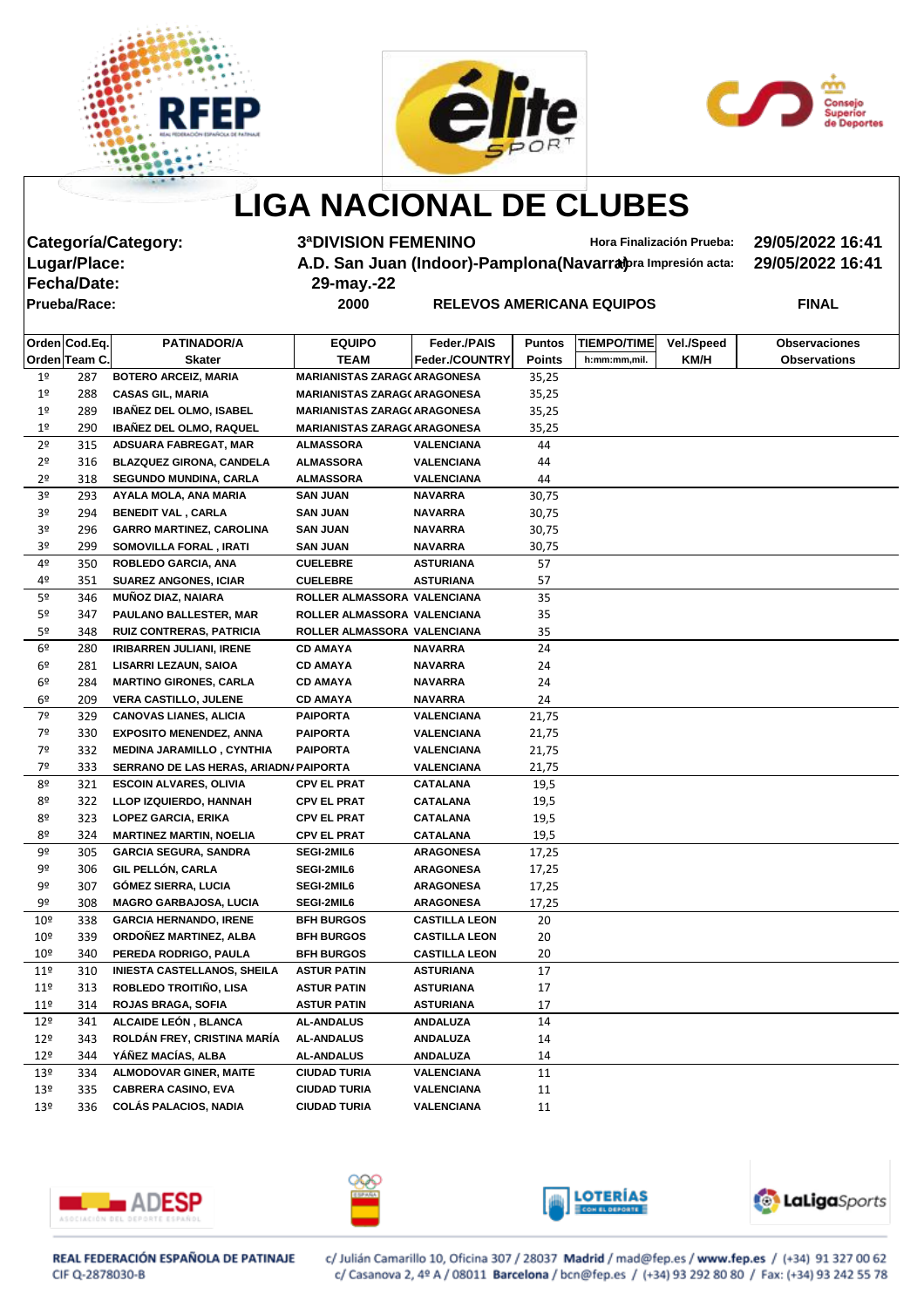# LIGA NACIONAL DE CLUBES

**Categoría/Category:** 3ªDIVISION FEMENINO — **Hora Finalización Prueba:** 29/05/2022 16:41

**Lugar/Place:** A.D. San Juan (Indoor)-Pamplona(Navarra) — **Hora Impresión acta:** 29/05/2022 16:41

**Fecha/Date:** 29-may.-22

**Prueba/Race:** 2000 RELEVOS AMERICANA EQUIPOS — **FINAL**

| Orden<br>Orden | Cod.Eq.<br>Team C. | PATINADOR/A<br>Skater | EQUIPO<br>TEAM | Feder./PAIS<br>Feder./COUNTRY | Puntos<br>Points | TIEMPO/TIME<br>h:mm:mm,mil. | Vel./Speed<br>KM/H | Observaciones<br>Observations |
|---|---|---|---|---|---|---|---|---|
| 1º | 287 | BOTERO ARCEIZ, MARIA | MARIANISTAS ZARAG( | ARAGONESA | 35,25 | | | |
| 1º | 288 | CASAS GIL, MARIA | MARIANISTAS ZARAG( | ARAGONESA | 35,25 | | | |
| 1º | 289 | IBAÑEZ DEL OLMO, ISABEL | MARIANISTAS ZARAG( | ARAGONESA | 35,25 | | | |
| 1º | 290 | IBAÑEZ DEL OLMO, RAQUEL | MARIANISTAS ZARAG( | ARAGONESA | 35,25 | | | |
| 2º | 315 | ADSUARA FABREGAT, MAR | ALMASSORA | VALENCIANA | 44 | | | |
| 2º | 316 | BLAZQUEZ GIRONA, CANDELA | ALMASSORA | VALENCIANA | 44 | | | |
| 2º | 318 | SEGUNDO MUNDINA, CARLA | ALMASSORA | VALENCIANA | 44 | | | |
| 3º | 293 | AYALA MOLA, ANA MARIA | SAN JUAN | NAVARRA | 30,75 | | | |
| 3º | 294 | BENEDIT VAL , CARLA | SAN JUAN | NAVARRA | 30,75 | | | |
| 3º | 296 | GARRO MARTINEZ, CAROLINA | SAN JUAN | NAVARRA | 30,75 | | | |
| 3º | 299 | SOMOVILLA FORAL , IRATI | SAN JUAN | NAVARRA | 30,75 | | | |
| 4º | 350 | ROBLEDO GARCIA, ANA | CUELEBRE | ASTURIANA | 57 | | | |
| 4º | 351 | SUAREZ ANGONES, ICIAR | CUELEBRE | ASTURIANA | 57 | | | |
| 5º | 346 | MUÑOZ DIAZ, NAIARA | ROLLER ALMASSORA | VALENCIANA | 35 | | | |
| 5º | 347 | PAULANO BALLESTER, MAR | ROLLER ALMASSORA | VALENCIANA | 35 | | | |
| 5º | 348 | RUIZ CONTRERAS, PATRICIA | ROLLER ALMASSORA | VALENCIANA | 35 | | | |
| 6º | 280 | IRIBARREN JULIANI, IRENE | CD AMAYA | NAVARRA | 24 | | | |
| 6º | 281 | LISARRI LEZAUN, SAIOA | CD AMAYA | NAVARRA | 24 | | | |
| 6º | 284 | MARTINO GIRONES, CARLA | CD AMAYA | NAVARRA | 24 | | | |
| 6º | 209 | VERA CASTILLO, JULENE | CD AMAYA | NAVARRA | 24 | | | |
| 7º | 329 | CANOVAS LIANES, ALICIA | PAIPORTA | VALENCIANA | 21,75 | | | |
| 7º | 330 | EXPOSITO MENENDEZ, ANNA | PAIPORTA | VALENCIANA | 21,75 | | | |
| 7º | 332 | MEDINA JARAMILLO , CYNTHIA | PAIPORTA | VALENCIANA | 21,75 | | | |
| 7º | 333 | SERRANO DE LAS HERAS, ARIADN/ | PAIPORTA | VALENCIANA | 21,75 | | | |
| 8º | 321 | ESCOIN ALVARES, OLIVIA | CPV EL PRAT | CATALANA | 19,5 | | | |
| 8º | 322 | LLOP IZQUIERDO, HANNAH | CPV EL PRAT | CATALANA | 19,5 | | | |
| 8º | 323 | LOPEZ GARCIA, ERIKA | CPV EL PRAT | CATALANA | 19,5 | | | |
| 8º | 324 | MARTINEZ MARTIN, NOELIA | CPV EL PRAT | CATALANA | 19,5 | | | |
| 9º | 305 | GARCIA SEGURA, SANDRA | SEGI-2MIL6 | ARAGONESA | 17,25 | | | |
| 9º | 306 | GIL PELLÓN, CARLA | SEGI-2MIL6 | ARAGONESA | 17,25 | | | |
| 9º | 307 | GÓMEZ SIERRA, LUCIA | SEGI-2MIL6 | ARAGONESA | 17,25 | | | |
| 9º | 308 | MAGRO GARBAJOSA, LUCIA | SEGI-2MIL6 | ARAGONESA | 17,25 | | | |
| 10º | 338 | GARCIA HERNANDO, IRENE | BFH BURGOS | CASTILLA LEON | 20 | | | |
| 10º | 339 | ORDOÑEZ MARTINEZ, ALBA | BFH BURGOS | CASTILLA LEON | 20 | | | |
| 10º | 340 | PEREDA RODRIGO, PAULA | BFH BURGOS | CASTILLA LEON | 20 | | | |
| 11º | 310 | INIESTA CASTELLANOS, SHEILA | ASTUR PATIN | ASTURIANA | 17 | | | |
| 11º | 313 | ROBLEDO TROITIÑO, LISA | ASTUR PATIN | ASTURIANA | 17 | | | |
| 11º | 314 | ROJAS BRAGA, SOFIA | ASTUR PATIN | ASTURIANA | 17 | | | |
| 12º | 341 | ALCAIDE LEÓN , BLANCA | AL-ANDALUS | ANDALUZA | 14 | | | |
| 12º | 343 | ROLDÁN FREY, CRISTINA MARÍA | AL-ANDALUS | ANDALUZA | 14 | | | |
| 12º | 344 | YÁÑEZ MACÍAS, ALBA | AL-ANDALUS | ANDALUZA | 14 | | | |
| 13º | 334 | ALMODOVAR GINER, MAITE | CIUDAD TURIA | VALENCIANA | 11 | | | |
| 13º | 335 | CABRERA CASINO, EVA | CIUDAD TURIA | VALENCIANA | 11 | | | |
| 13º | 336 | COLÁS PALACIOS, NADIA | CIUDAD TURIA | VALENCIANA | 11 | | | |

REAL FEDERACIÓN ESPAÑOLA DE PATINAJE
CIF Q-2878030-B

c/ Julián Camarillo 10, Oficina 307 / 28037 **Madrid** / mad@fep.es / **www.fep.es** / (+34) 91 327 00 62
c/ Casanova 2, 4º A / 08011 **Barcelona** / bcn@fep.es / (+34) 93 292 80 80 / Fax: (+34) 93 242 55 78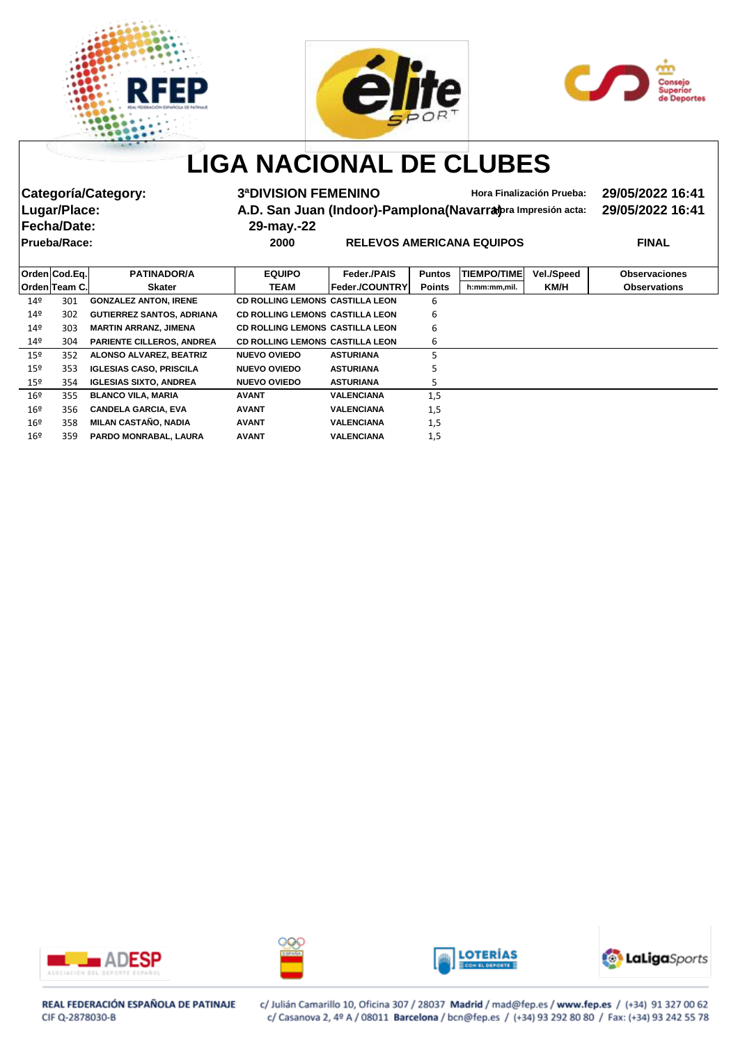# LIGA NACIONAL DE CLUBES

**Categoría/Category:** 3ªDIVISION FEMENINO — **Hora Finalización Prueba:** 29/05/2022 16:41

**Lugar/Place:** A.D. San Juan (Indoor)-Pamplona(Navarra) — **Hora Impresión acta:** 29/05/2022 16:41

**Fecha/Date:** 29-may.-22

**Prueba/Race:** 2000 RELEVOS AMERICANA EQUIPOS — **FINAL**

| Orden / Orden | Cod.Eq. / Team C. | PATINADOR/A / Skater | EQUIPO / TEAM | Feder./PAIS / Feder./COUNTRY | Puntos / Points | TIEMPO/TIME / h:mm:mm,mil. | Vel./Speed / KM/H | Observaciones / Observations |
|---|---|---|---|---|---|---|---|---|
| 14º | 301 | GONZALEZ ANTON, IRENE | CD ROLLING LEMONS | CASTILLA LEON | 6 | | | |
| 14º | 302 | GUTIERREZ SANTOS, ADRIANA | CD ROLLING LEMONS | CASTILLA LEON | 6 | | | |
| 14º | 303 | MARTIN ARRANZ, JIMENA | CD ROLLING LEMONS | CASTILLA LEON | 6 | | | |
| 14º | 304 | PARIENTE CILLEROS, ANDREA | CD ROLLING LEMONS | CASTILLA LEON | 6 | | | |
| 15º | 352 | ALONSO ALVAREZ, BEATRIZ | NUEVO OVIEDO | ASTURIANA | 5 | | | |
| 15º | 353 | IGLESIAS CASO, PRISCILA | NUEVO OVIEDO | ASTURIANA | 5 | | | |
| 15º | 354 | IGLESIAS SIXTO, ANDREA | NUEVO OVIEDO | ASTURIANA | 5 | | | |
| 16º | 355 | BLANCO VILA, MARIA | AVANT | VALENCIANA | 1,5 | | | |
| 16º | 356 | CANDELA GARCIA, EVA | AVANT | VALENCIANA | 1,5 | | | |
| 16º | 358 | MILAN CASTAÑO, NADIA | AVANT | VALENCIANA | 1,5 | | | |
| 16º | 359 | PARDO MONRABAL, LAURA | AVANT | VALENCIANA | 1,5 | | | |

REAL FEDERACIÓN ESPAÑOLA DE PATINAJE
CIF Q-2878030-B

c/ Julián Camarillo 10, Oficina 307 / 28037 **Madrid** / mad@fep.es / **www.fep.es** / (+34) 91 327 00 62
c/ Casanova 2, 4º A / 08011 **Barcelona** / bcn@fep.es / (+34) 93 292 80 80 / Fax: (+34) 93 242 55 78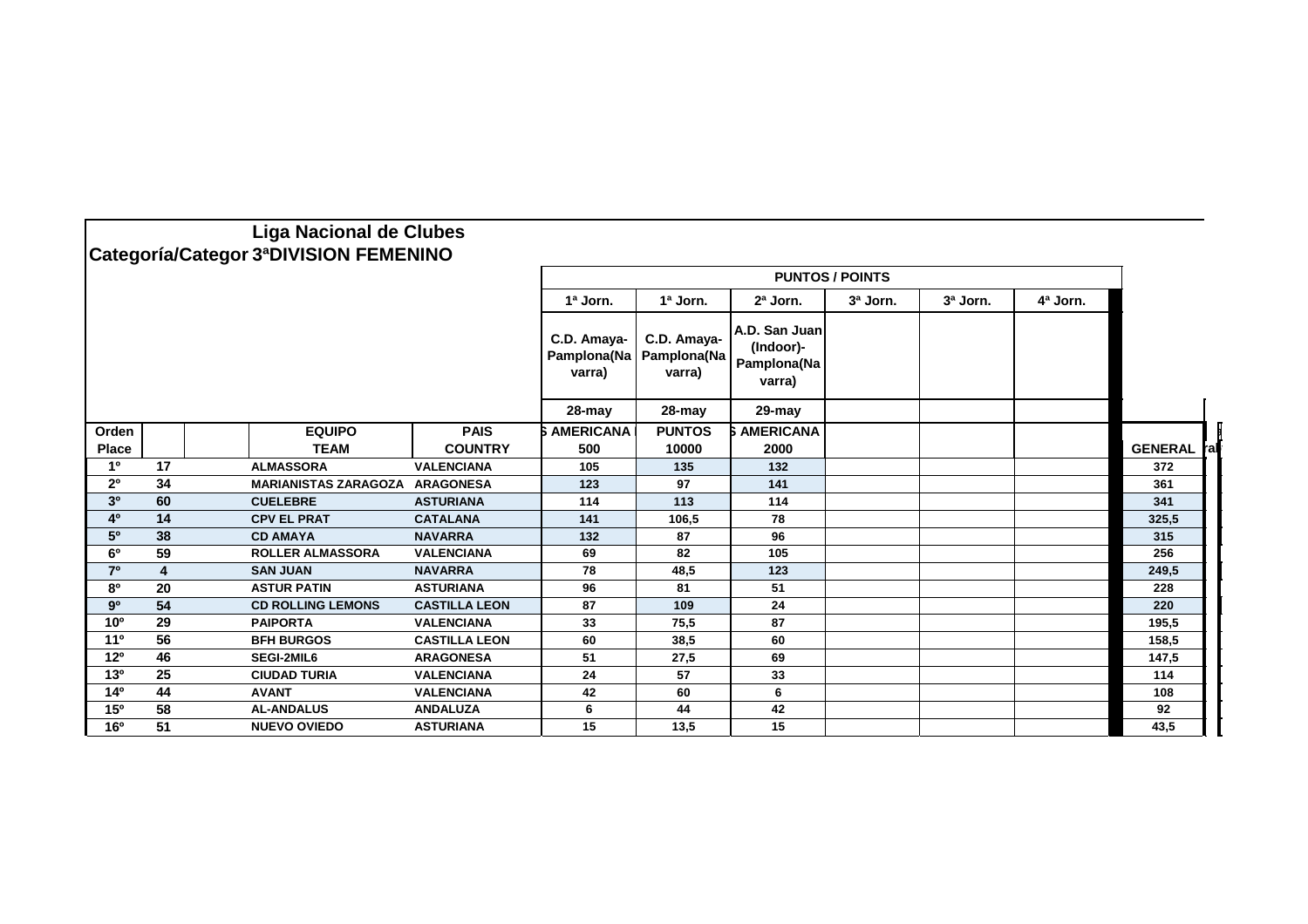## Liga Nacional de Clubes

**Categoría/Categor 3ªDIVISION FEMENINO**

| Orden Place | | | EQUIPO TEAM | PAIS COUNTRY | PUNTOS / POINTS 1ª Jorn. C.D. Amaya-Pamplona(Navarra) 28-may S AMERICANA 500 | 1ª Jorn. C.D. Amaya-Pamplona(Navarra) 28-may PUNTOS 10000 | 2ª Jorn. A.D. San Juan (Indoor)-Pamplona(Navarra) 29-may S AMERICANA 2000 | 3ª Jorn. | 3ª Jorn. | 4ª Jorn. | GENERAL |
|---|---|---|---|---|---|---|---|---|---|---|---|
| 1º | 17 | | ALMASSORA | VALENCIANA | 105 | 135 | 132 | | | | 372 |
| 2º | 34 | | MARIANISTAS ZARAGOZA | ARAGONESA | 123 | 97 | 141 | | | | 361 |
| 3º | 60 | | CUELEBRE | ASTURIANA | 114 | 113 | 114 | | | | 341 |
| 4º | 14 | | CPV EL PRAT | CATALANA | 141 | 106,5 | 78 | | | | 325,5 |
| 5º | 38 | | CD AMAYA | NAVARRA | 132 | 87 | 96 | | | | 315 |
| 6º | 59 | | ROLLER ALMASSORA | VALENCIANA | 69 | 82 | 105 | | | | 256 |
| 7º | 4 | | SAN JUAN | NAVARRA | 78 | 48,5 | 123 | | | | 249,5 |
| 8º | 20 | | ASTUR PATIN | ASTURIANA | 96 | 81 | 51 | | | | 228 |
| 9º | 54 | | CD ROLLING LEMONS | CASTILLA LEON | 87 | 109 | 24 | | | | 220 |
| 10º | 29 | | PAIPORTA | VALENCIANA | 33 | 75,5 | 87 | | | | 195,5 |
| 11º | 56 | | BFH BURGOS | CASTILLA LEON | 60 | 38,5 | 60 | | | | 158,5 |
| 12º | 46 | | SEGI-2MIL6 | ARAGONESA | 51 | 27,5 | 69 | | | | 147,5 |
| 13º | 25 | | CIUDAD TURIA | VALENCIANA | 24 | 57 | 33 | | | | 114 |
| 14º | 44 | | AVANT | VALENCIANA | 42 | 60 | 6 | | | | 108 |
| 15º | 58 | | AL-ANDALUS | ANDALUZA | 6 | 44 | 42 | | | | 92 |
| 16º | 51 | | NUEVO OVIEDO | ASTURIANA | 15 | 13,5 | 15 | | | | 43,5 |